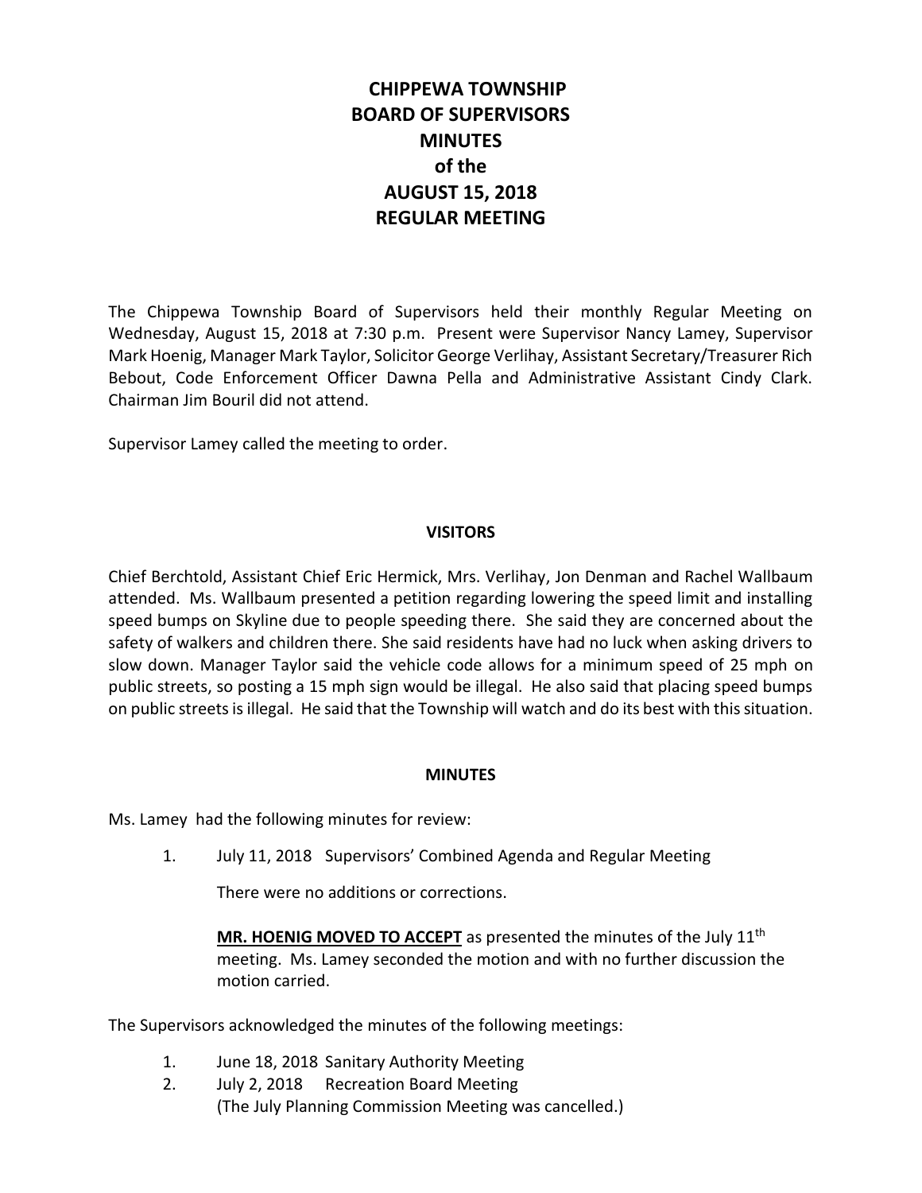# CHIPPEWA TOWNSHIP BOARD OF SUPERVISORS MINUTES of the AUGUST 15, 2018 REGULAR MEETING

The Chippewa Township Board of Supervisors held their monthly Regular Meeting on Wednesday, August 15, 2018 at 7:30 p.m. Present were Supervisor Nancy Lamey, Supervisor Mark Hoenig, Manager Mark Taylor, Solicitor George Verlihay, Assistant Secretary/Treasurer Rich Bebout, Code Enforcement Officer Dawna Pella and Administrative Assistant Cindy Clark. Chairman Jim Bouril did not attend.

Supervisor Lamey called the meeting to order.

## VISITORS

Chief Berchtold, Assistant Chief Eric Hermick, Mrs. Verlihay, Jon Denman and Rachel Wallbaum attended. Ms. Wallbaum presented a petition regarding lowering the speed limit and installing speed bumps on Skyline due to people speeding there. She said they are concerned about the safety of walkers and children there. She said residents have had no luck when asking drivers to slow down. Manager Taylor said the vehicle code allows for a minimum speed of 25 mph on public streets, so posting a 15 mph sign would be illegal. He also said that placing speed bumps on public streets is illegal. He said that the Township will watch and do its best with this situation.

## MINUTES

Ms. Lamey had the following minutes for review:

1. July 11, 2018 Supervisors' Combined Agenda and Regular Meeting

   There were no additions or corrections.

   **MR. HOENIG MOVED TO ACCEPT** as presented the minutes of the July 11th meeting. Ms. Lamey seconded the motion and with no further discussion the motion carried.

The Supervisors acknowledged the minutes of the following meetings:

1. June 18, 2018 Sanitary Authority Meeting
2. July 2, 2018 Recreation Board Meeting
   (The July Planning Commission Meeting was cancelled.)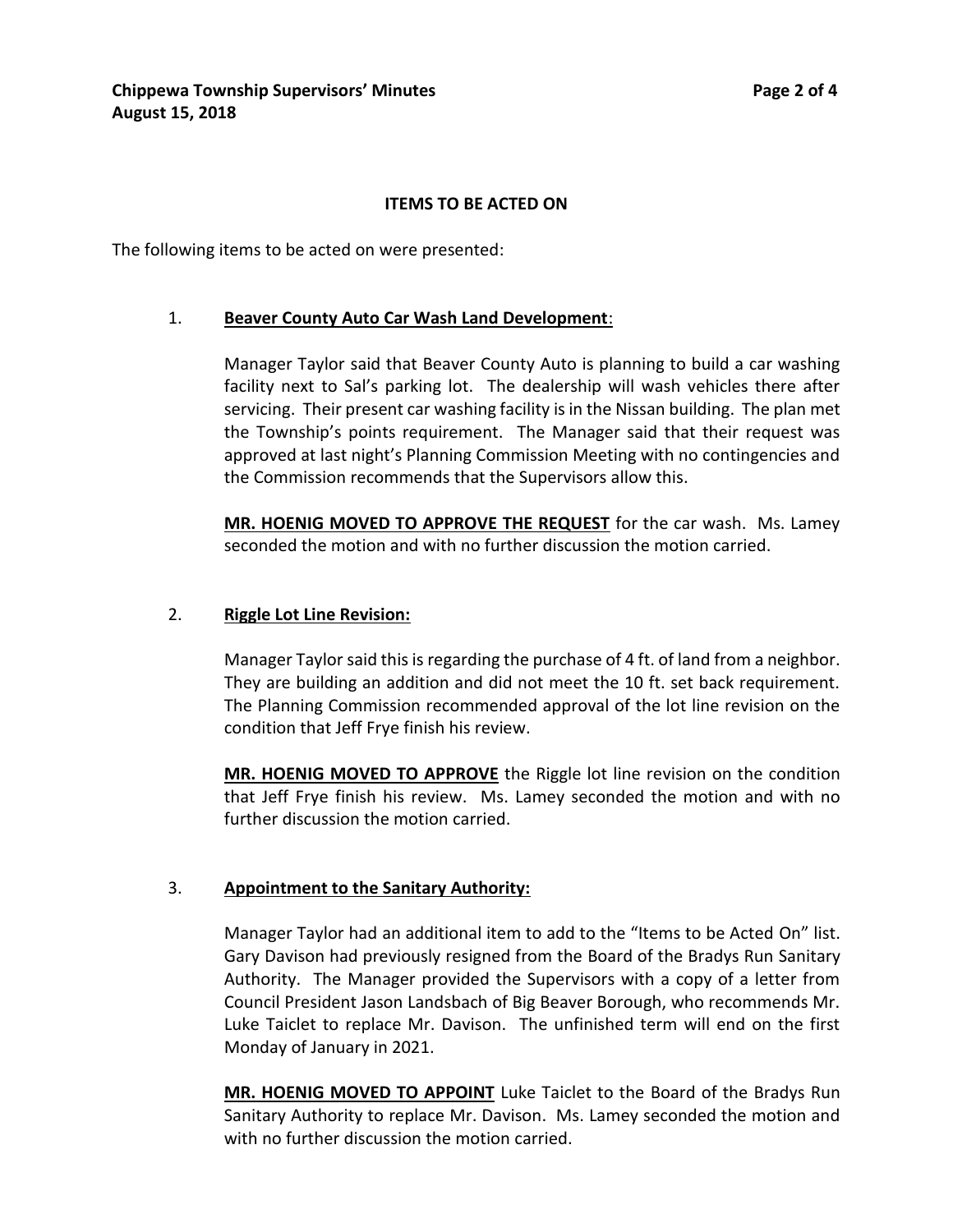## ITEMS TO BE ACTED ON

The following items to be acted on were presented:

1. **Beaver County Auto Car Wash Land Development**:

   Manager Taylor said that Beaver County Auto is planning to build a car washing facility next to Sal's parking lot. The dealership will wash vehicles there after servicing. Their present car washing facility is in the Nissan building. The plan met the Township's points requirement. The Manager said that their request was approved at last night's Planning Commission Meeting with no contingencies and the Commission recommends that the Supervisors allow this.

   **MR. HOENIG MOVED TO APPROVE THE REQUEST** for the car wash. Ms. Lamey seconded the motion and with no further discussion the motion carried.

2. **Riggle Lot Line Revision:**

   Manager Taylor said this is regarding the purchase of 4 ft. of land from a neighbor. They are building an addition and did not meet the 10 ft. set back requirement. The Planning Commission recommended approval of the lot line revision on the condition that Jeff Frye finish his review.

   **MR. HOENIG MOVED TO APPROVE** the Riggle lot line revision on the condition that Jeff Frye finish his review. Ms. Lamey seconded the motion and with no further discussion the motion carried.

3. **Appointment to the Sanitary Authority:**

   Manager Taylor had an additional item to add to the "Items to be Acted On" list. Gary Davison had previously resigned from the Board of the Bradys Run Sanitary Authority. The Manager provided the Supervisors with a copy of a letter from Council President Jason Landsbach of Big Beaver Borough, who recommends Mr. Luke Taiclet to replace Mr. Davison. The unfinished term will end on the first Monday of January in 2021.

   **MR. HOENIG MOVED TO APPOINT** Luke Taiclet to the Board of the Bradys Run Sanitary Authority to replace Mr. Davison. Ms. Lamey seconded the motion and with no further discussion the motion carried.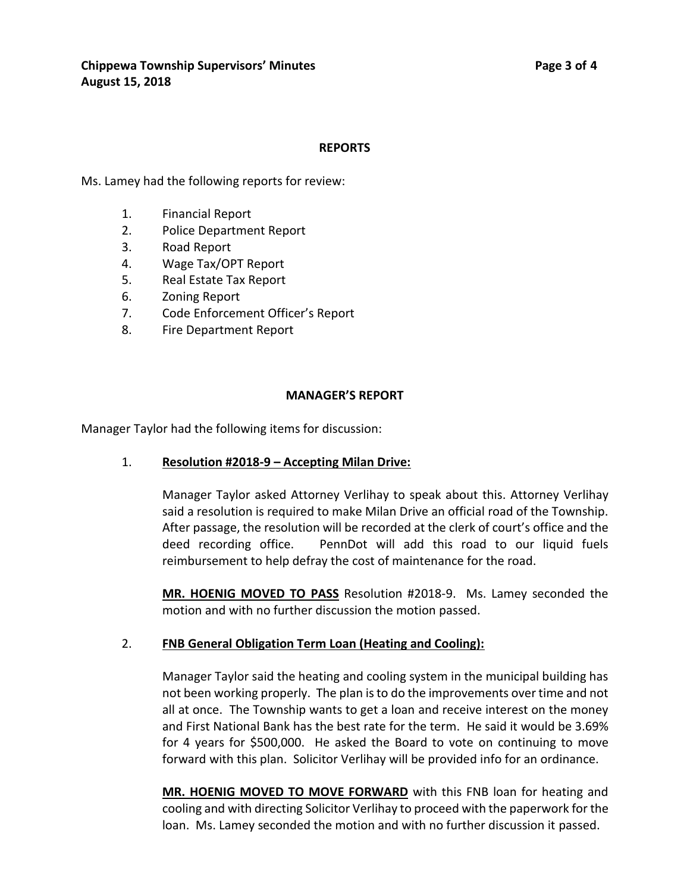## REPORTS

Ms. Lamey had the following reports for review:

1. Financial Report
2. Police Department Report
3. Road Report
4. Wage Tax/OPT Report
5. Real Estate Tax Report
6. Zoning Report
7. Code Enforcement Officer's Report
8. Fire Department Report

## MANAGER'S REPORT

Manager Taylor had the following items for discussion:

1. **Resolution #2018-9 – Accepting Milan Drive:**

   Manager Taylor asked Attorney Verlihay to speak about this. Attorney Verlihay said a resolution is required to make Milan Drive an official road of the Township. After passage, the resolution will be recorded at the clerk of court's office and the deed recording office. PennDot will add this road to our liquid fuels reimbursement to help defray the cost of maintenance for the road.

   **MR. HOENIG MOVED TO PASS** Resolution #2018-9. Ms. Lamey seconded the motion and with no further discussion the motion passed.

2. **FNB General Obligation Term Loan (Heating and Cooling):**

   Manager Taylor said the heating and cooling system in the municipal building has not been working properly. The plan is to do the improvements over time and not all at once. The Township wants to get a loan and receive interest on the money and First National Bank has the best rate for the term. He said it would be 3.69% for 4 years for $500,000. He asked the Board to vote on continuing to move forward with this plan. Solicitor Verlihay will be provided info for an ordinance.

   **MR. HOENIG MOVED TO MOVE FORWARD** with this FNB loan for heating and cooling and with directing Solicitor Verlihay to proceed with the paperwork for the loan. Ms. Lamey seconded the motion and with no further discussion it passed.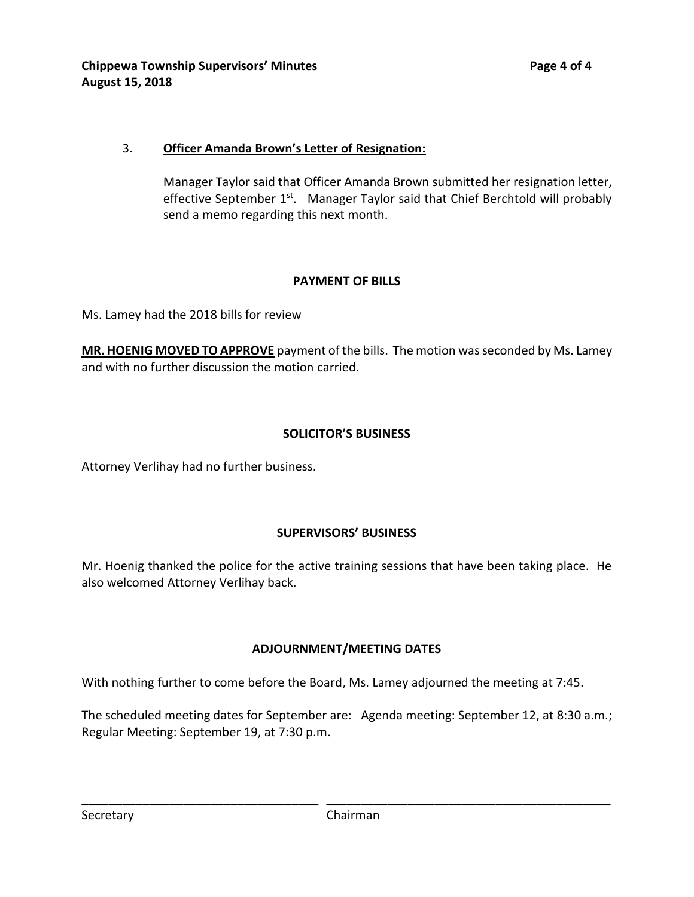3. **<u>Officer Amanda Brown's Letter of Resignation:</u>**

   Manager Taylor said that Officer Amanda Brown submitted her resignation letter, effective September 1st. Manager Taylor said that Chief Berchtold will probably send a memo regarding this next month.

## PAYMENT OF BILLS

Ms. Lamey had the 2018 bills for review

**<u>MR. HOENIG MOVED TO APPROVE</u>** payment of the bills. The motion was seconded by Ms. Lamey and with no further discussion the motion carried.

## SOLICITOR'S BUSINESS

Attorney Verlihay had no further business.

## SUPERVISORS' BUSINESS

Mr. Hoenig thanked the police for the active training sessions that have been taking place. He also welcomed Attorney Verlihay back.

## ADJOURNMENT/MEETING DATES

With nothing further to come before the Board, Ms. Lamey adjourned the meeting at 7:45.

The scheduled meeting dates for September are: Agenda meeting: September 12, at 8:30 a.m.; Regular Meeting: September 19, at 7:30 p.m.

\_\_\_\_\_\_\_\_\_\_\_\_\_\_\_\_\_\_\_\_\_\_\_\_\_\_\_\_\_\_\_\_\_\_\_\_ \_\_\_\_\_\_\_\_\_\_\_\_\_\_\_\_\_\_\_\_\_\_\_\_\_\_\_\_\_\_\_\_\_\_\_\_\_\_\_\_\_\_

Secretary Chairman